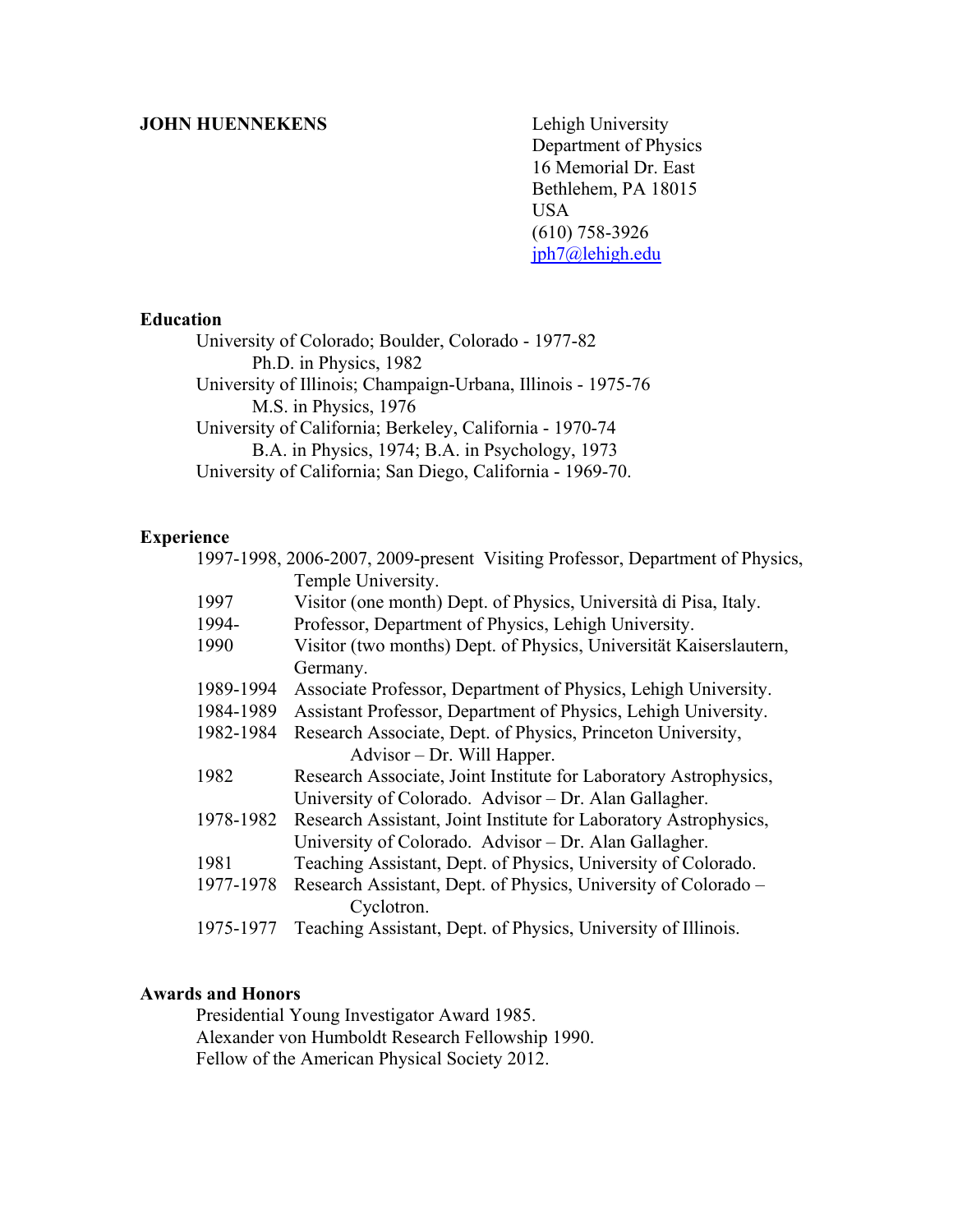**JOHN HUENNEKENS**

Lehigh University
Department of Physics
16 Memorial Dr. East
Bethlehem, PA 18015
USA
(610) 758-3926
jph7@lehigh.edu

## Education

University of Colorado; Boulder, Colorado - 1977-82
Ph.D. in Physics, 1982
University of Illinois; Champaign-Urbana, Illinois - 1975-76
M.S. in Physics, 1976
University of California; Berkeley, California - 1970-74
B.A. in Physics, 1974; B.A. in Psychology, 1973
University of California; San Diego, California - 1969-70.

## Experience

1997-1998, 2006-2007, 2009-present Visiting Professor, Department of Physics, Temple University.

1997 Visitor (one month) Dept. of Physics, Università di Pisa, Italy.

1994- Professor, Department of Physics, Lehigh University.

1990 Visitor (two months) Dept. of Physics, Universität Kaiserslautern, Germany.

1989-1994 Associate Professor, Department of Physics, Lehigh University.

1984-1989 Assistant Professor, Department of Physics, Lehigh University.

1982-1984 Research Associate, Dept. of Physics, Princeton University, Advisor – Dr. Will Happer.

1982 Research Associate, Joint Institute for Laboratory Astrophysics, University of Colorado. Advisor – Dr. Alan Gallagher.

1978-1982 Research Assistant, Joint Institute for Laboratory Astrophysics, University of Colorado. Advisor – Dr. Alan Gallagher.

1981 Teaching Assistant, Dept. of Physics, University of Colorado.

1977-1978 Research Assistant, Dept. of Physics, University of Colorado – Cyclotron.

1975-1977 Teaching Assistant, Dept. of Physics, University of Illinois.

## Awards and Honors

Presidential Young Investigator Award 1985.
Alexander von Humboldt Research Fellowship 1990.
Fellow of the American Physical Society 2012.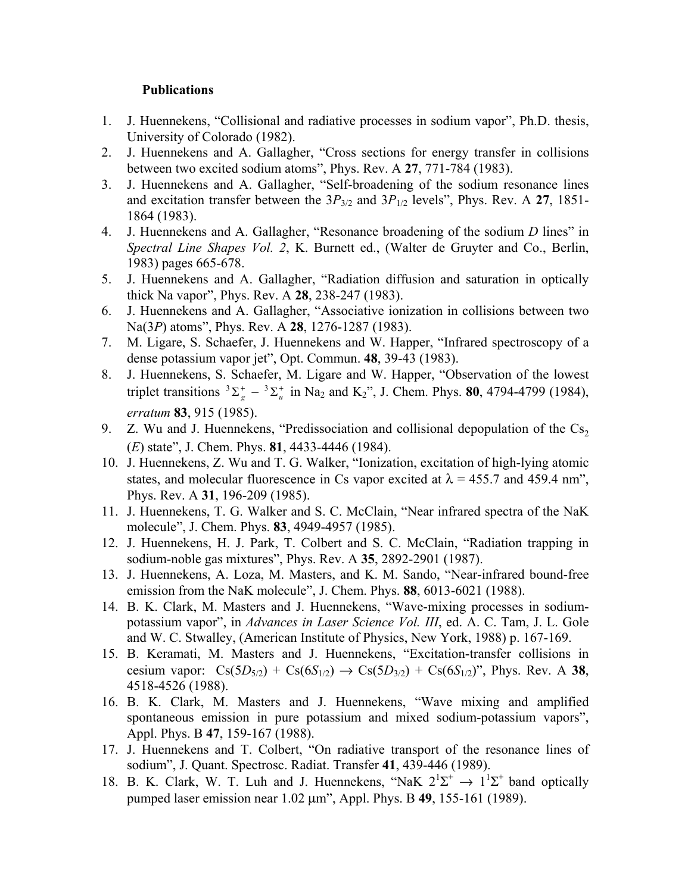**Publications**

1. J. Huennekens, "Collisional and radiative processes in sodium vapor", Ph.D. thesis, University of Colorado (1982).
2. J. Huennekens and A. Gallagher, "Cross sections for energy transfer in collisions between two excited sodium atoms", Phys. Rev. A **27**, 771-784 (1983).
3. J. Huennekens and A. Gallagher, "Self-broadening of the sodium resonance lines and excitation transfer between the $3P_{3/2}$ and $3P_{1/2}$ levels", Phys. Rev. A **27**, 1851-1864 (1983).
4. J. Huennekens and A. Gallagher, "Resonance broadening of the sodium *D* lines" in *Spectral Line Shapes Vol. 2*, K. Burnett ed., (Walter de Gruyter and Co., Berlin, 1983) pages 665-678.
5. J. Huennekens and A. Gallagher, "Radiation diffusion and saturation in optically thick Na vapor", Phys. Rev. A **28**, 238-247 (1983).
6. J. Huennekens and A. Gallagher, "Associative ionization in collisions between two Na(3*P*) atoms", Phys. Rev. A **28**, 1276-1287 (1983).
7. M. Ligare, S. Schaefer, J. Huennekens and W. Happer, "Infrared spectroscopy of a dense potassium vapor jet", Opt. Commun. **48**, 39-43 (1983).
8. J. Huennekens, S. Schaefer, M. Ligare and W. Happer, "Observation of the lowest triplet transitions $^3\Sigma_g^+ - {}^3\Sigma_u^+$ in $Na_2$ and $K_2$", J. Chem. Phys. **80**, 4794-4799 (1984), *erratum* **83**, 915 (1985).
9. Z. Wu and J. Huennekens, "Predissociation and collisional depopulation of the $Cs_2$ (*E*) state", J. Chem. Phys. **81**, 4433-4446 (1984).
10. J. Huennekens, Z. Wu and T. G. Walker, "Ionization, excitation of high-lying atomic states, and molecular fluorescence in Cs vapor excited at $\lambda$ = 455.7 and 459.4 nm", Phys. Rev. A **31**, 196-209 (1985).
11. J. Huennekens, T. G. Walker and S. C. McClain, "Near infrared spectra of the NaK molecule", J. Chem. Phys. **83**, 4949-4957 (1985).
12. J. Huennekens, H. J. Park, T. Colbert and S. C. McClain, "Radiation trapping in sodium-noble gas mixtures", Phys. Rev. A **35**, 2892-2901 (1987).
13. J. Huennekens, A. Loza, M. Masters, and K. M. Sando, "Near-infrared bound-free emission from the NaK molecule", J. Chem. Phys. **88**, 6013-6021 (1988).
14. B. K. Clark, M. Masters and J. Huennekens, "Wave-mixing processes in sodium-potassium vapor", in *Advances in Laser Science Vol. III*, ed. A. C. Tam, J. L. Gole and W. C. Stwalley, (American Institute of Physics, New York, 1988) p. 167-169.
15. B. Keramati, M. Masters and J. Huennekens, "Excitation-transfer collisions in cesium vapor: $Cs(5D_{5/2}) + Cs(6S_{1/2}) \rightarrow Cs(5D_{3/2}) + Cs(6S_{1/2})$", Phys. Rev. A **38**, 4518-4526 (1988).
16. B. K. Clark, M. Masters and J. Huennekens, "Wave mixing and amplified spontaneous emission in pure potassium and mixed sodium-potassium vapors", Appl. Phys. B **47**, 159-167 (1988).
17. J. Huennekens and T. Colbert, "On radiative transport of the resonance lines of sodium", J. Quant. Spectrosc. Radiat. Transfer **41**, 439-446 (1989).
18. B. K. Clark, W. T. Luh and J. Huennekens, "NaK $2^1\Sigma^+ \rightarrow 1^1\Sigma^+$ band optically pumped laser emission near 1.02 $\mu$m", Appl. Phys. B **49**, 155-161 (1989).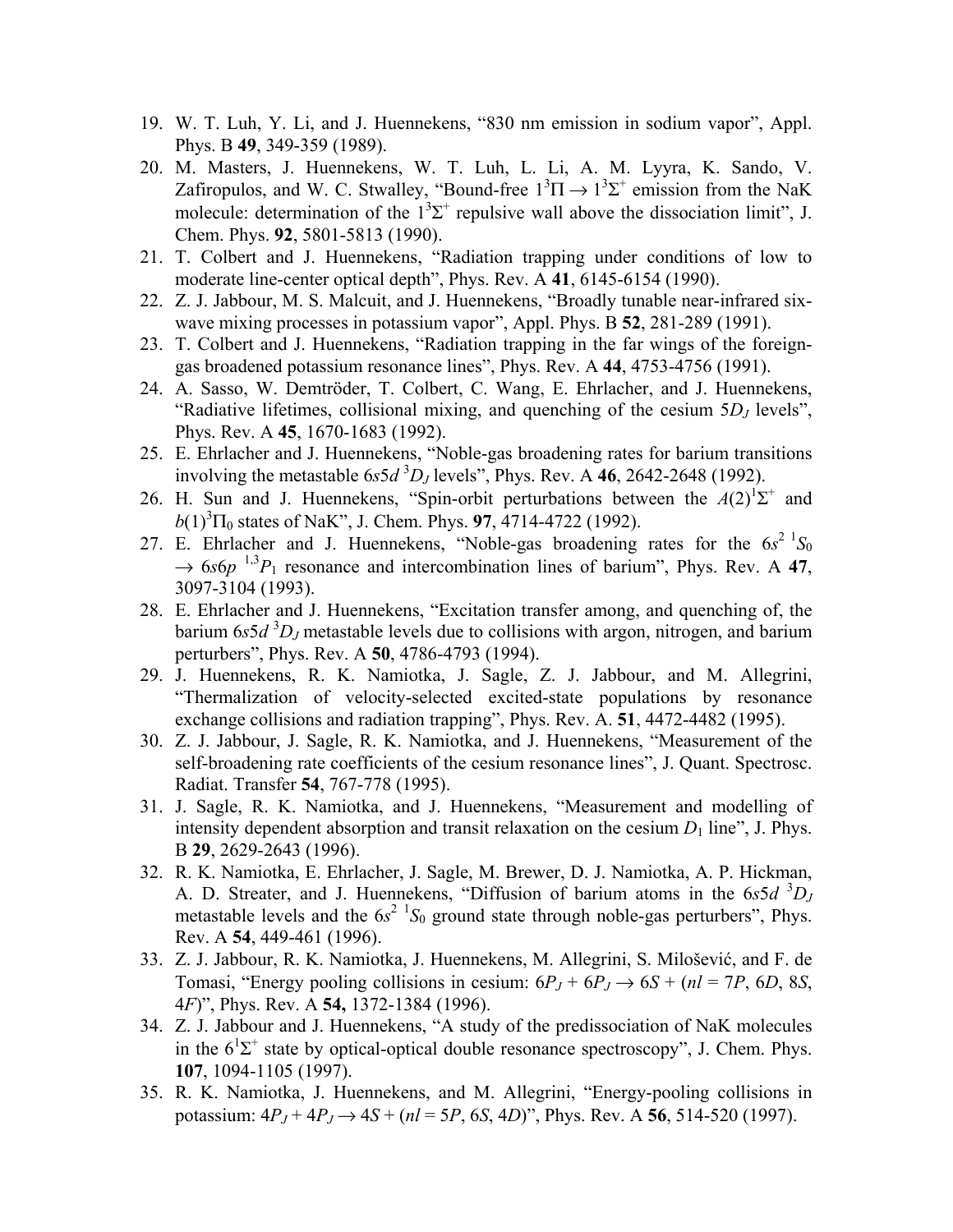19. W. T. Luh, Y. Li, and J. Huennekens, "830 nm emission in sodium vapor", Appl. Phys. B **49**, 349-359 (1989).
20. M. Masters, J. Huennekens, W. T. Luh, L. Li, A. M. Lyyra, K. Sando, V. Zafiropulos, and W. C. Stwalley, "Bound-free $1^3\Pi \rightarrow 1^3\Sigma^+$ emission from the NaK molecule: determination of the $1^3\Sigma^+$ repulsive wall above the dissociation limit", J. Chem. Phys. **92**, 5801-5813 (1990).
21. T. Colbert and J. Huennekens, "Radiation trapping under conditions of low to moderate line-center optical depth", Phys. Rev. A **41**, 6145-6154 (1990).
22. Z. J. Jabbour, M. S. Malcuit, and J. Huennekens, "Broadly tunable near-infrared six-wave mixing processes in potassium vapor", Appl. Phys. B **52**, 281-289 (1991).
23. T. Colbert and J. Huennekens, "Radiation trapping in the far wings of the foreign-gas broadened potassium resonance lines", Phys. Rev. A **44**, 4753-4756 (1991).
24. A. Sasso, W. Demtröder, T. Colbert, C. Wang, E. Ehrlacher, and J. Huennekens, "Radiative lifetimes, collisional mixing, and quenching of the cesium $5D_J$ levels", Phys. Rev. A **45**, 1670-1683 (1992).
25. E. Ehrlacher and J. Huennekens, "Noble-gas broadening rates for barium transitions involving the metastable $6s5d\ ^3D_J$ levels", Phys. Rev. A **46**, 2642-2648 (1992).
26. H. Sun and J. Huennekens, "Spin-orbit perturbations between the $A(2)^1\Sigma^+$ and $b(1)^3\Pi_0$ states of NaK", J. Chem. Phys. **97**, 4714-4722 (1992).
27. E. Ehrlacher and J. Huennekens, "Noble-gas broadening rates for the $6s^2\ ^1S_0 \rightarrow 6s6p\ ^{1,3}P_1$ resonance and intercombination lines of barium", Phys. Rev. A **47**, 3097-3104 (1993).
28. E. Ehrlacher and J. Huennekens, "Excitation transfer among, and quenching of, the barium $6s5d\ ^3D_J$ metastable levels due to collisions with argon, nitrogen, and barium perturbers", Phys. Rev. A **50**, 4786-4793 (1994).
29. J. Huennekens, R. K. Namiotka, J. Sagle, Z. J. Jabbour, and M. Allegrini, "Thermalization of velocity-selected excited-state populations by resonance exchange collisions and radiation trapping", Phys. Rev. A. **51**, 4472-4482 (1995).
30. Z. J. Jabbour, J. Sagle, R. K. Namiotka, and J. Huennekens, "Measurement of the self-broadening rate coefficients of the cesium resonance lines", J. Quant. Spectrosc. Radiat. Transfer **54**, 767-778 (1995).
31. J. Sagle, R. K. Namiotka, and J. Huennekens, "Measurement and modelling of intensity dependent absorption and transit relaxation on the cesium $D_1$ line", J. Phys. B **29**, 2629-2643 (1996).
32. R. K. Namiotka, E. Ehrlacher, J. Sagle, M. Brewer, D. J. Namiotka, A. P. Hickman, A. D. Streater, and J. Huennekens, "Diffusion of barium atoms in the $6s5d\ ^3D_J$ metastable levels and the $6s^2\ ^1S_0$ ground state through noble-gas perturbers", Phys. Rev. A **54**, 449-461 (1996).
33. Z. J. Jabbour, R. K. Namiotka, J. Huennekens, M. Allegrini, S. Milošević, and F. de Tomasi, "Energy pooling collisions in cesium: $6P_J + 6P_J \rightarrow 6S + (nl = 7P, 6D, 8S, 4F)$", Phys. Rev. A **54,** 1372-1384 (1996).
34. Z. J. Jabbour and J. Huennekens, "A study of the predissociation of NaK molecules in the $6^1\Sigma^+$ state by optical-optical double resonance spectroscopy", J. Chem. Phys. **107**, 1094-1105 (1997).
35. R. K. Namiotka, J. Huennekens, and M. Allegrini, "Energy-pooling collisions in potassium: $4P_J + 4P_J \rightarrow 4S + (nl = 5P, 6S, 4D)$", Phys. Rev. A **56**, 514-520 (1997).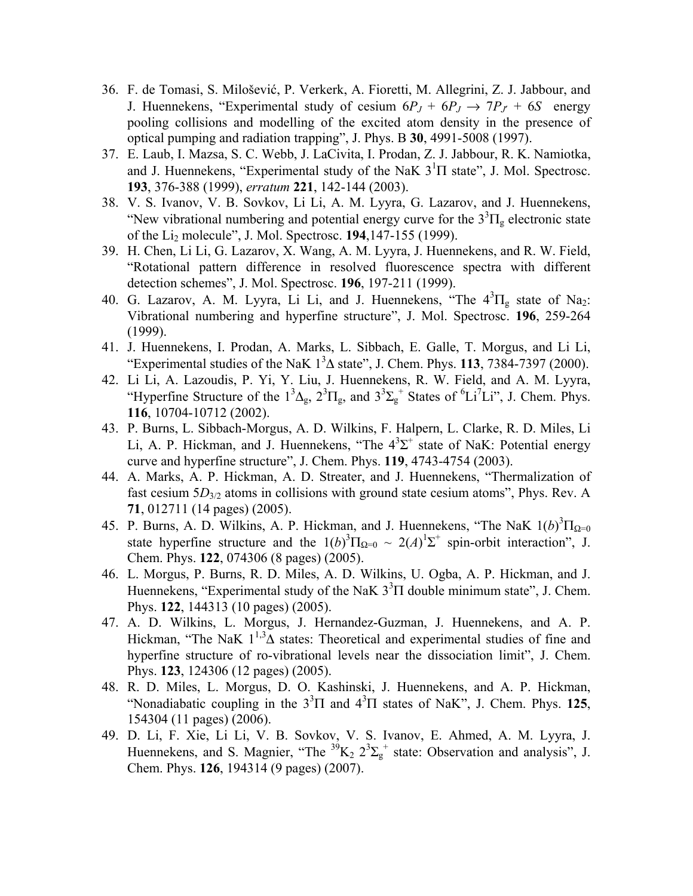36. F. de Tomasi, S. Milošević, P. Verkerk, A. Fioretti, M. Allegrini, Z. J. Jabbour, and J. Huennekens, "Experimental study of cesium $6P_J + 6P_J \rightarrow 7P_{J'} + 6S$ energy pooling collisions and modelling of the excited atom density in the presence of optical pumping and radiation trapping", J. Phys. B **30**, 4991-5008 (1997).
37. E. Laub, I. Mazsa, S. C. Webb, J. LaCivita, I. Prodan, Z. J. Jabbour, R. K. Namiotka, and J. Huennekens, "Experimental study of the NaK $3^1\Pi$ state", J. Mol. Spectrosc. **193**, 376-388 (1999), *erratum* **221**, 142-144 (2003).
38. V. S. Ivanov, V. B. Sovkov, Li Li, A. M. Lyyra, G. Lazarov, and J. Huennekens, "New vibrational numbering and potential energy curve for the $3^3\Pi_g$ electronic state of the $Li_2$ molecule", J. Mol. Spectrosc. **194**,147-155 (1999).
39. H. Chen, Li Li, G. Lazarov, X. Wang, A. M. Lyyra, J. Huennekens, and R. W. Field, "Rotational pattern difference in resolved fluorescence spectra with different detection schemes", J. Mol. Spectrosc. **196**, 197-211 (1999).
40. G. Lazarov, A. M. Lyyra, Li Li, and J. Huennekens, "The $4^3\Pi_g$ state of $Na_2$: Vibrational numbering and hyperfine structure", J. Mol. Spectrosc. **196**, 259-264 (1999).
41. J. Huennekens, I. Prodan, A. Marks, L. Sibbach, E. Galle, T. Morgus, and Li Li, "Experimental studies of the NaK $1^3\Delta$ state", J. Chem. Phys. **113**, 7384-7397 (2000).
42. Li Li, A. Lazoudis, P. Yi, Y. Liu, J. Huennekens, R. W. Field, and A. M. Lyyra, "Hyperfine Structure of the $1^3\Delta_g$, $2^3\Pi_g$, and $3^3\Sigma_g^+$ States of $^6Li^7Li$", J. Chem. Phys. **116**, 10704-10712 (2002).
43. P. Burns, L. Sibbach-Morgus, A. D. Wilkins, F. Halpern, L. Clarke, R. D. Miles, Li Li, A. P. Hickman, and J. Huennekens, "The $4^3\Sigma^+$ state of NaK: Potential energy curve and hyperfine structure", J. Chem. Phys. **119**, 4743-4754 (2003).
44. A. Marks, A. P. Hickman, A. D. Streater, and J. Huennekens, "Thermalization of fast cesium $5D_{3/2}$ atoms in collisions with ground state cesium atoms", Phys. Rev. A **71**, 012711 (14 pages) (2005).
45. P. Burns, A. D. Wilkins, A. P. Hickman, and J. Huennekens, "The NaK $1(b)^3\Pi_{\Omega=0}$ state hyperfine structure and the $1(b)^3\Pi_{\Omega=0} \sim 2(A)^1\Sigma^+$ spin-orbit interaction", J. Chem. Phys. **122**, 074306 (8 pages) (2005).
46. L. Morgus, P. Burns, R. D. Miles, A. D. Wilkins, U. Ogba, A. P. Hickman, and J. Huennekens, "Experimental study of the NaK $3^3\Pi$ double minimum state", J. Chem. Phys. **122**, 144313 (10 pages) (2005).
47. A. D. Wilkins, L. Morgus, J. Hernandez-Guzman, J. Huennekens, and A. P. Hickman, "The NaK $1^{1,3}\Delta$ states: Theoretical and experimental studies of fine and hyperfine structure of ro-vibrational levels near the dissociation limit", J. Chem. Phys. **123**, 124306 (12 pages) (2005).
48. R. D. Miles, L. Morgus, D. O. Kashinski, J. Huennekens, and A. P. Hickman, "Nonadiabatic coupling in the $3^3\Pi$ and $4^3\Pi$ states of NaK", J. Chem. Phys. **125**, 154304 (11 pages) (2006).
49. D. Li, F. Xie, Li Li, V. B. Sovkov, V. S. Ivanov, E. Ahmed, A. M. Lyyra, J. Huennekens, and S. Magnier, "The $^{39}K_2$ $2^3\Sigma_g^+$ state: Observation and analysis", J. Chem. Phys. **126**, 194314 (9 pages) (2007).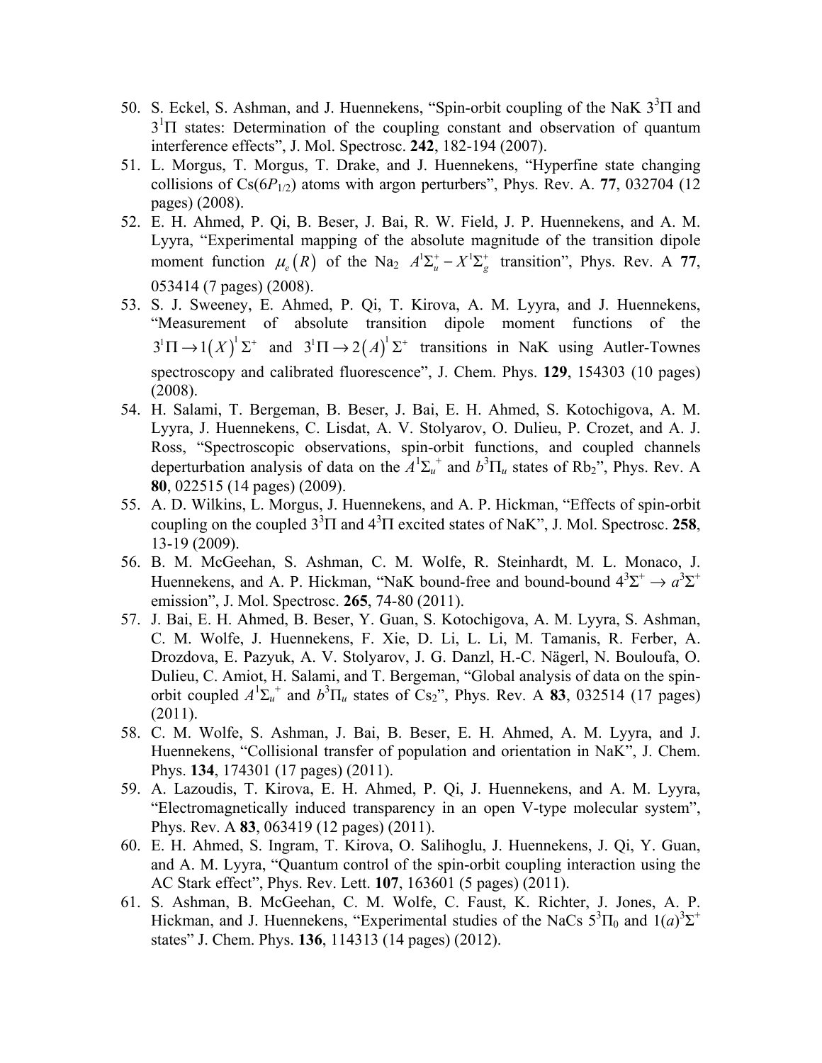50. S. Eckel, S. Ashman, and J. Huennekens, "Spin-orbit coupling of the NaK $3^3\Pi$ and $3^1\Pi$ states: Determination of the coupling constant and observation of quantum interference effects", J. Mol. Spectrosc. **242**, 182-194 (2007).
51. L. Morgus, T. Morgus, T. Drake, and J. Huennekens, "Hyperfine state changing collisions of Cs($6P_{1/2}$) atoms with argon perturbers", Phys. Rev. A. **77**, 032704 (12 pages) (2008).
52. E. H. Ahmed, P. Qi, B. Beser, J. Bai, R. W. Field, J. P. Huennekens, and A. M. Lyyra, "Experimental mapping of the absolute magnitude of the transition dipole moment function $\mu_e(R)$ of the $Na_2$ $A^1\Sigma_u^+ - X^1\Sigma_g^+$ transition", Phys. Rev. A **77**, 053414 (7 pages) (2008).
53. S. J. Sweeney, E. Ahmed, P. Qi, T. Kirova, A. M. Lyyra, and J. Huennekens, "Measurement of absolute transition dipole moment functions of the $3^1\Pi \rightarrow 1(X)^1\Sigma^+$ and $3^1\Pi \rightarrow 2(A)^1\Sigma^+$ transitions in NaK using Autler-Townes spectroscopy and calibrated fluorescence", J. Chem. Phys. **129**, 154303 (10 pages) (2008).
54. H. Salami, T. Bergeman, B. Beser, J. Bai, E. H. Ahmed, S. Kotochigova, A. M. Lyyra, J. Huennekens, C. Lisdat, A. V. Stolyarov, O. Dulieu, P. Crozet, and A. J. Ross, "Spectroscopic observations, spin-orbit functions, and coupled channels deperturbation analysis of data on the $A^1\Sigma_u^+$ and $b^3\Pi_u$ states of $Rb_2$", Phys. Rev. A **80**, 022515 (14 pages) (2009).
55. A. D. Wilkins, L. Morgus, J. Huennekens, and A. P. Hickman, "Effects of spin-orbit coupling on the coupled $3^3\Pi$ and $4^3\Pi$ excited states of NaK", J. Mol. Spectrosc. **258**, 13-19 (2009).
56. B. M. McGeehan, S. Ashman, C. M. Wolfe, R. Steinhardt, M. L. Monaco, J. Huennekens, and A. P. Hickman, "NaK bound-free and bound-bound $4^3\Sigma^+ \rightarrow a^3\Sigma^+$ emission", J. Mol. Spectrosc. **265**, 74-80 (2011).
57. J. Bai, E. H. Ahmed, B. Beser, Y. Guan, S. Kotochigova, A. M. Lyyra, S. Ashman, C. M. Wolfe, J. Huennekens, F. Xie, D. Li, L. Li, M. Tamanis, R. Ferber, A. Drozdova, E. Pazyuk, A. V. Stolyarov, J. G. Danzl, H.-C. Nägerl, N. Bouloufa, O. Dulieu, C. Amiot, H. Salami, and T. Bergeman, "Global analysis of data on the spin-orbit coupled $A^1\Sigma_u^+$ and $b^3\Pi_u$ states of $Cs_2$", Phys. Rev. A **83**, 032514 (17 pages) (2011).
58. C. M. Wolfe, S. Ashman, J. Bai, B. Beser, E. H. Ahmed, A. M. Lyyra, and J. Huennekens, "Collisional transfer of population and orientation in NaK", J. Chem. Phys. **134**, 174301 (17 pages) (2011).
59. A. Lazoudis, T. Kirova, E. H. Ahmed, P. Qi, J. Huennekens, and A. M. Lyyra, "Electromagnetically induced transparency in an open V-type molecular system", Phys. Rev. A **83**, 063419 (12 pages) (2011).
60. E. H. Ahmed, S. Ingram, T. Kirova, O. Salihoglu, J. Huennekens, J. Qi, Y. Guan, and A. M. Lyyra, "Quantum control of the spin-orbit coupling interaction using the AC Stark effect", Phys. Rev. Lett. **107**, 163601 (5 pages) (2011).
61. S. Ashman, B. McGeehan, C. M. Wolfe, C. Faust, K. Richter, J. Jones, A. P. Hickman, and J. Huennekens, "Experimental studies of the NaCs $5^3\Pi_0$ and $1(a)^3\Sigma^+$ states" J. Chem. Phys. **136**, 114313 (14 pages) (2012).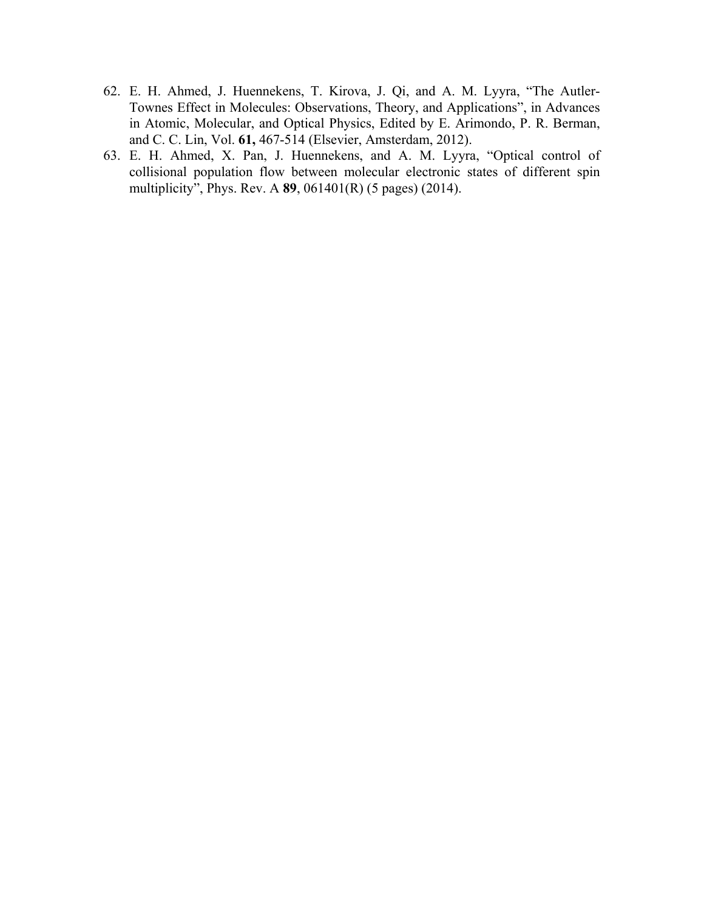62. E. H. Ahmed, J. Huennekens, T. Kirova, J. Qi, and A. M. Lyyra, "The Autler-Townes Effect in Molecules: Observations, Theory, and Applications", in Advances in Atomic, Molecular, and Optical Physics, Edited by E. Arimondo, P. R. Berman, and C. C. Lin, Vol. **61,** 467-514 (Elsevier, Amsterdam, 2012).
63. E. H. Ahmed, X. Pan, J. Huennekens, and A. M. Lyyra, "Optical control of collisional population flow between molecular electronic states of different spin multiplicity", Phys. Rev. A **89**, 061401(R) (5 pages) (2014).